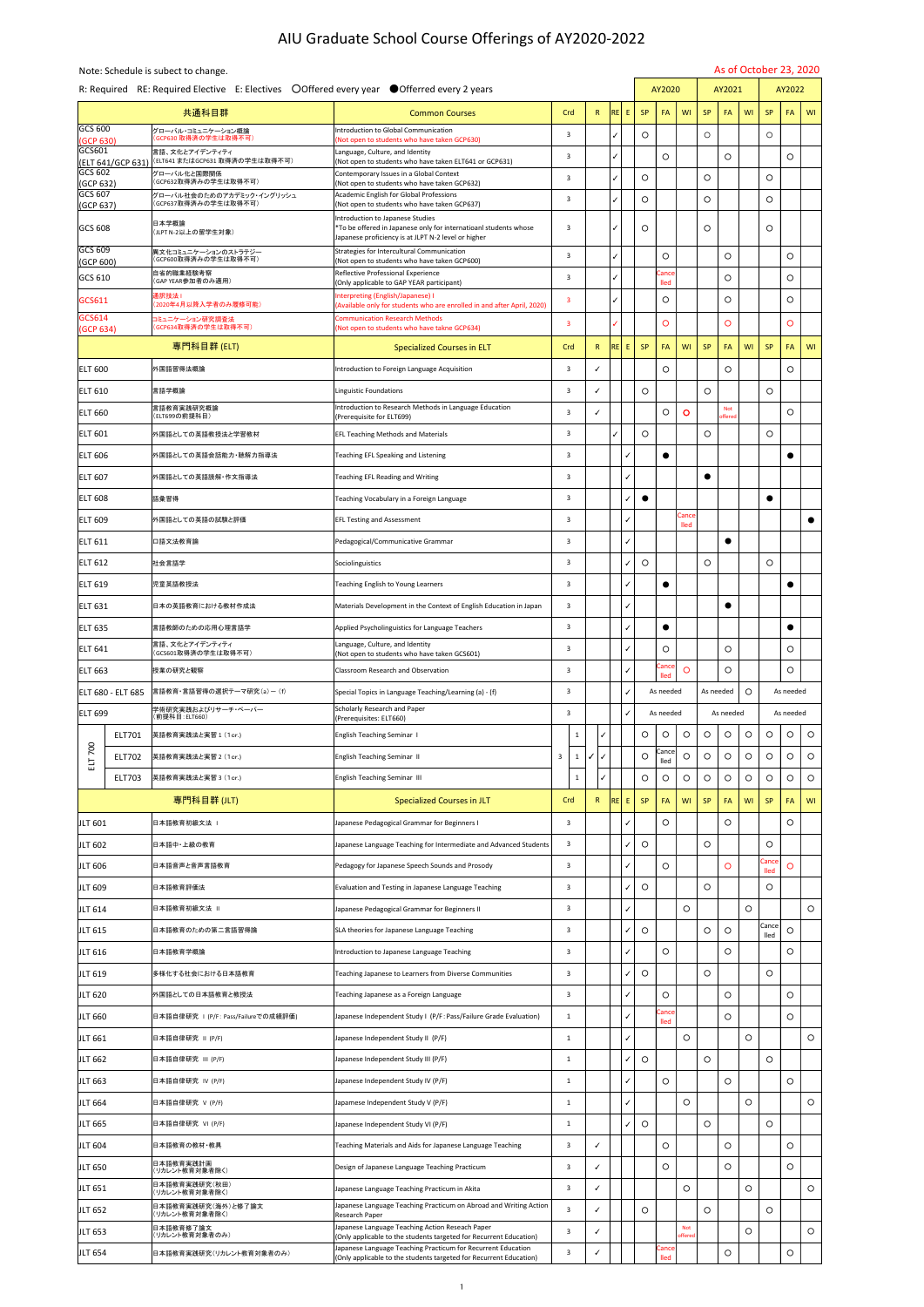# AIU Graduate School Course Offerings of AY2020-2022

Note: Schedule is subject to change. | As of October 23, 2020

R: Required　RE: Required Elective　E: Electives　〇Offered every year　●Offered every 2 years

| 共通科目群 | | Common Courses | Crd | R | RE | E | AY2020 SP | AY2020 FA | AY2020 WI | AY2021 SP | AY2021 FA | AY2021 WI | AY2022 SP | AY2022 FA | AY2022 WI |
|---|---|---|---|---|---|---|---|---|---|---|---|---|---|---|---|
| GCS 600 (GCP 630) | グローバル・コミュニケーション概論（GCP630 取得済みの学生は取得不可） | Introduction to Global Communication (Not open to students who have taken GCP630) | 3 | | ✓ | | 〇 | | | 〇 | | | 〇 | | |
| GCS601 (ELT 641/GCP 631) | 言語、文化とアイデンティティ（ELT641 またはGCP631 取得済みの学生は取得不可） | Language, Culture, and Identity (Not open to students who have taken ELT641 or GCP631) | 3 | | ✓ | | | 〇 | | | 〇 | | | 〇 | |
| GCS 602 (GCP 632) | グローバル化と国際関係（GCP632取得済みの学生は取得不可） | Contemporary Issues in a Global Context (Not open to students who have taken GCP632) | 3 | | ✓ | | 〇 | | | 〇 | | | 〇 | | |
| GCS 607 (GCP 637) | グローバル社会のためのアカデミック・イングリッシュ（GCP637取得済みの学生は取得不可） | Academic English for Global Professions (Not open to students who have taken GCP637) | 3 | | ✓ | | 〇 | | | 〇 | | | 〇 | | |
| GCS 608 | 日本学概論（JLPT N-2以上の留学生対象） | Introduction to Japanese Studies *To be offered in Japanese only for internatioanl students whose Japanese proficiency is at JLPT N-2 level or higher | 3 | | ✓ | | 〇 | | | 〇 | | | 〇 | | |
| GCS 609 (GCP 600) | 異文化コミュニケーションのストラテジー（GCP600取得済みの学生は取得不可） | Strategies for Intercultural Communication (Not open to students who have taken GCP600) | 3 | | ✓ | | | 〇 | | | 〇 | | | 〇 | |
| GCS 610 | 自省的職業経験考察（GAP YEAR参加者のみ適用） | Reflective Professional Experience (Only applicable to GAP YEAR participant) | 3 | | ✓ | | | Cancelled | | | 〇 | | | 〇 | |
| GCS611 | 通訳技法 I（2020年4月以降入学者のみ履修可能） | Interpreting (English/Japanese) I (Available only for students who are enrolled in and after April, 2020) | 3 | | ✓ | | | 〇 | | | 〇 | | | 〇 | |
| GCS614 (GCP 634) | コミュニケーション研究調査法（GCP634取得済みの学生は取得不可） | Communication Research Methods (Not open to students who have takne GCP634) | 3 | | ✓ | | | 〇 | | | 〇 | | | 〇 | |

| 専門科目群 (ELT) | | Specialized Courses in ELT | Crd | R | RE | E | AY2020 SP | AY2020 FA | AY2020 WI | AY2021 SP | AY2021 FA | AY2021 WI | AY2022 SP | AY2022 FA | AY2022 WI |
|---|---|---|---|---|---|---|---|---|---|---|---|---|---|---|---|
| ELT 600 | 外国語習得法概論 | Introduction to Foreign Language Acquisition | 3 | ✓ | | | | 〇 | | | 〇 | | | 〇 | |
| ELT 610 | 言語学概論 | Linguistic Foundations | 3 | ✓ | | | 〇 | | | 〇 | | | 〇 | | |
| ELT 660 | 言語教育実践研究概論（ELT699の前提科目） | Introduction to Research Methods in Language Education (Prerequisite for ELT699) | 3 | ✓ | | | | 〇 | 〇 | | Not offered | | | 〇 | |
| ELT 601 | 外国語としての英語教授法と学習教材 | EFL Teaching Methods and Materials | 3 | | ✓ | | 〇 | | | 〇 | | | 〇 | | |
| ELT 606 | 外国語としての英語会話能力・聴解力指導法 | Teaching EFL Speaking and Listening | 3 | | | ✓ | | ● | | | | | | ● | |
| ELT 607 | 外国語としての英語読解・作文指導法 | Teaching EFL Reading and Writing | 3 | | | ✓ | | | | ● | | | | | |
| ELT 608 | 語彙習得 | Teaching Vocabulary in a Foreign Language | 3 | | | ✓ | ● | | | | | | ● | | |
| ELT 609 | 外国語としての英語の試験と評価 | EFL Testing and Assessment | 3 | | | ✓ | | | Cancelled | | | | | | ● |
| ELT 611 | 口語文法教育論 | Pedagogical/Communicative Grammar | 3 | | | ✓ | | | | | ● | | | | |
| ELT 612 | 社会言語学 | Sociolinguistics | 3 | | | ✓ | 〇 | | | 〇 | | | 〇 | | |
| ELT 619 | 児童英語教授法 | Teaching English to Young Learners | 3 | | | ✓ | | ● | | | | | | ● | |
| ELT 631 | 日本の英語教育における教材作成法 | Materials Development in the Context of English Education in Japan | 3 | | | ✓ | | | | | ● | | | | |
| ELT 635 | 言語教師のための応用心理言語学 | Applied Psycholinguistics for Language Teachers | 3 | | | ✓ | | ● | | | | | | ● | |
| ELT 641 | 言語、文化とアイデンティティ（GCS601取得済みの学生は取得不可） | Language, Culture, and Identity (Not open to students who have taken GCS601) | 3 | | | ✓ | | 〇 | | | 〇 | | | 〇 | |
| ELT 663 | 授業の研究と観察 | Classroom Research and Observation | 3 | | | ✓ | | Cancelled | 〇 | | 〇 | | | 〇 | |
| ELT 680 - ELT 685 | 言語教育・言語習得の選択テーマ研究（a）―（f） | Special Topics in Language Teaching/Learning (a) - (f) | 3 | | | ✓ | As needed | | | As needed | | 〇 | As needed | | |
| ELT 699 | 学術研究実践およびリサーチ・ペーパー（前提科目：ELT660） | Scholarly Research and Paper (Prerequisites: ELT660) | 3 | | | ✓ | As needed | | | As needed | | | As needed | | |
| ELT 700 ELT701 | 英語教育実践法と実習１（1cr.） | English Teaching Seminar I | 3 (1) | | ✓ | | 〇 | 〇 | 〇 | 〇 | 〇 | 〇 | 〇 | 〇 | 〇 |
| ELT 700 ELT702 | 英語教育実践法と実習２（1cr.） | English Teaching Seminar II | (1) | ✓ | ✓ | | 〇 | Cancelled | 〇 | 〇 | 〇 | 〇 | 〇 | 〇 | 〇 |
| ELT 700 ELT703 | 英語教育実践法と実習３（1cr.） | English Teaching Seminar III | (1) | | ✓ | | 〇 | 〇 | 〇 | 〇 | 〇 | 〇 | 〇 | 〇 | 〇 |

| 専門科目群 (JLT) | | Specialized Courses in JLT | Crd | R | RE | E | AY2020 SP | AY2020 FA | AY2020 WI | AY2021 SP | AY2021 FA | AY2021 WI | AY2022 SP | AY2022 FA | AY2022 WI |
|---|---|---|---|---|---|---|---|---|---|---|---|---|---|---|---|
| JLT 601 | 日本語教育初級文法 I | Japanese Pedagogical Grammar for Beginners I | 3 | | | ✓ | | 〇 | | | 〇 | | | 〇 | |
| JLT 602 | 日本語中・上級の教育 | Japanese Language Teaching for Intermediate and Advanced Students | 3 | | | ✓ | 〇 | | | 〇 | | | 〇 | | |
| JLT 606 | 日本語音声と音声言語教育 | Pedagogy for Japanese Speech Sounds and Prosody | 3 | | | ✓ | | 〇 | | | 〇 | | Cancelled | 〇 | |
| JLT 609 | 日本語教育評価法 | Evaluation and Testing in Japanese Language Teaching | 3 | | | ✓ | 〇 | | | 〇 | | | 〇 | | |
| JLT 614 | 日本語教育初級文法 II | Japanese Pedagogical Grammar for Beginners II | 3 | | | ✓ | | | 〇 | | | 〇 | | | 〇 |
| JLT 615 | 日本語教育のための第二言語習得論 | SLA theories for Japanese Language Teaching | 3 | | | ✓ | 〇 | | | 〇 | 〇 | | Cancelled | 〇 | |
| JLT 616 | 日本語教育学概論 | Introduction to Japanese Language Teaching | 3 | | | ✓ | | 〇 | | | 〇 | | | 〇 | |
| JLT 619 | 多様化する社会における日本語教育 | Teaching Japanese to Learners from Diverse Communities | 3 | | | ✓ | 〇 | | | 〇 | | | 〇 | | |
| JLT 620 | 外国語としての日本語教育と教授法 | Teaching Japanese as a Foreign Language | 3 | | | ✓ | | 〇 | | | 〇 | | | 〇 | |
| JLT 660 | 日本語自律研究 I (P/F: Pass/Failureでの成績評価) | Japanese Independent Study I (P/F: Pass/Failure Grade Evaluation) | 1 | | | ✓ | | Cancelled | | | 〇 | | | 〇 | |
| JLT 661 | 日本語自律研究 II (P/F) | Japanese Independent Study II (P/F) | 1 | | | ✓ | | | 〇 | | | 〇 | | | 〇 |
| JLT 662 | 日本語自律研究 III (P/F) | Japanese Independent Study III (P/F) | 1 | | | ✓ | 〇 | | | 〇 | | | 〇 | | |
| JLT 663 | 日本語自律研究 IV (P/F) | Japanese Independent Study IV (P/F) | 1 | | | ✓ | | 〇 | | | 〇 | | | 〇 | |
| JLT 664 | 日本語自律研究 V (P/F) | Japanese Independent Study V (P/F) | 1 | | | ✓ | | | 〇 | | | 〇 | | | 〇 |
| JLT 665 | 日本語自律研究 VI (P/F) | Japanese Independent Study VI (P/F) | 1 | | | ✓ | 〇 | | | 〇 | | | 〇 | | |
| JLT 604 | 日本語教育の教材・教具 | Teaching Materials and Aids for Japanese Language Teaching | 3 | ✓ | | | | 〇 | | | 〇 | | | 〇 | |
| JLT 650 | 日本語教育実践計画（リカレント教育対象者除く） | Design of Japanese Language Teaching Practicum | 3 | ✓ | | | | 〇 | | | 〇 | | | 〇 | |
| JLT 651 | 日本語教育実践研究（秋田）（リカレント教育対象者除く） | Japanese Language Teaching Practicum in Akita | 3 | ✓ | | | | | 〇 | | | 〇 | | | 〇 |
| JLT 652 | 日本語教育実践研究（海外）と修了論文（リカレント教育対象者除く） | Japanese Language Teaching Practicum on Abroad and Writing Action Research Paper | 3 | ✓ | | | 〇 | | | 〇 | | | 〇 | | |
| JLT 653 | 日本語教育修了論文（リカレント教育対象者のみ） | Japanese Language Teaching Action Reseach Paper (Only applicable to the students targeted for Recurrent Education) | 3 | ✓ | | | | | Not offered | | | 〇 | | | 〇 |
| JLT 654 | 日本語教育実践研究（リカレント教育対象者のみ） | Japanese Language Teaching Practicum for Recurrent Education (Only applicable to the students targeted for Recurrent Education) | 3 | ✓ | | | | Cancelled | | | 〇 | | | 〇 | |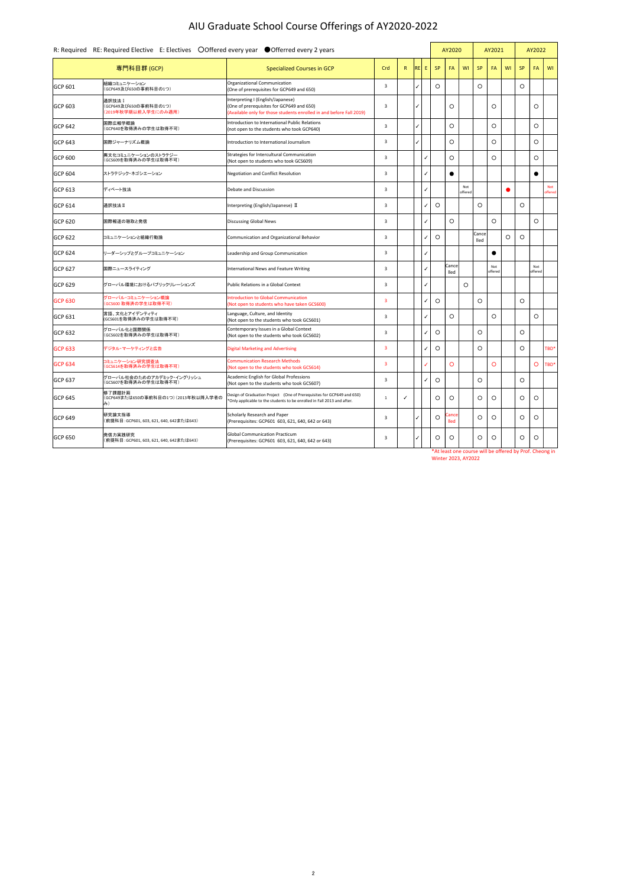# AIU Graduate School Course Offerings of AY2020-2022

R: Required　RE: Required Elective　E: Electives　○Offered every year　●Offerred every 2 years

| | 専門科目群 (GCP) | Specialized Courses in GCP | Crd | R | RE | E | AY2020 | | | AY2021 | | | AY2022 | | |
|---|---|---|---|---|---|---|---|---|---|---|---|---|---|---|---|
| | | | | | | | SP | FA | WI | SP | FA | WI | SP | FA | WI |
| GCP 601 | 組織コミュニケーション（GCP649及び650の事前科目の1つ） | Organizational Communication (One of prerequisites for GCP649 and 650) | 3 | | ✓ | | ○ | | | ○ | | | ○ | | |
| GCP 603 | 通訳技法 I（GCP649及び650の事前科目の1つ）（2019年秋学期以前入学生にのみ適用） | Interpreting I (English/Japanese) (One of prerequisites for GCP649 and 650) (Available only for those students enrolled in and before Fall 2019) | 3 | | ✓ | | | ○ | | | ○ | | | ○ | |
| GCP 642 | 国際広報学概論（GCP640を取得済みの学生は取得不可） | Introduction to International Public Relations (not open to the students who took GCP640) | 3 | | ✓ | | | ○ | | | ○ | | | ○ | |
| GCP 643 | 国際ジャーナリズム概論 | Introduction to International Journalism | 3 | | ✓ | | | ○ | | | ○ | | | ○ | |
| GCP 600 | 異文化コミュニケーションのストラテジー（GCS609を取得済みの学生は取得不可） | Strategies for Intercultural Communication (Not open to students who took GCS609) | 3 | | | ✓ | | ○ | | | ○ | | | ○ | |
| GCP 604 | ストラテジック・ネゴシエーション | Negotiation and Conflict Resolution | 3 | | | ✓ | | ● | | | | | | ● | |
| GCP 613 | ディベート技法 | Debate and Discussion | 3 | | | ✓ | | | Not offered | | | ● | | | Not offered |
| GCP 614 | 通訳技法 II | Interpreting (English/Japanese) II | 3 | | | ✓ | ○ | | | ○ | | | ○ | | |
| GCP 620 | 国際報道の聴取と発信 | Discussing Global News | 3 | | | ✓ | | ○ | | | ○ | | | ○ | |
| GCP 622 | コミュニケーションと組織行動論 | Communication and Organizational Behavior | 3 | | | ✓ | ○ | | | Cancelled | | ○ | ○ | | |
| GCP 624 | リーダーシップとグループコミュニケーション | Leadership and Group Communication | 3 | | | ✓ | | | | | ● | | | | |
| GCP 627 | 国際ニュースライティング | International News and Feature Writing | 3 | | | ✓ | | Cancelled | | | Not offered | | | Not offered | |
| GCP 629 | グローバル環境におけるパブリックリレーションズ | Public Relations in a Global Context | 3 | | | ✓ | | | ○ | | | | | | |
| GCP 630 | グローバル・コミュニケーション概論（GCS600 取得済の学生は取得不可） | Introduction to Global Communication (Not open to students who have taken GCS600) | 3 | | | ✓ | ○ | | | ○ | | | ○ | | |
| GCP 631 | 言語、文化とアイデンティティ（GCS601を取得済みの学生は取得不可） | Language, Culture, and Identity (Not open to the students who took GCS601) | 3 | | | ✓ | | ○ | | | ○ | | | ○ | |
| GCP 632 | グローバル化と国際関係（GCS602を取得済みの学生は取得不可） | Contemporary Issues in a Global Context (Not open to the students who took GCS602) | 3 | | | ✓ | ○ | | | ○ | | | ○ | | |
| GCP 633 | デジタル・マーケティングと広告 | Digital Marketing and Advertising | 3 | | | ✓ | ○ | | | ○ | | | ○ | | TBD* |
| GCP 634 | コミュニケーション研究調査法（GCS614を取得済みの学生は取得不可） | Communication Research Methods (Not open to the students who took GCS614) | 3 | | | ✓ | | ○ | | | ○ | | | ○ | TBD* |
| GCP 637 | グローバル社会のためのアカデミック・イングリッシュ（GCS607を取得済みの学生は取得不可） | Academic English for Global Professions (Not open to the students who took GCS607) | 3 | | | ✓ | ○ | | | ○ | | | ○ | | |
| GCP 645 | 修了課題計画（GCP649または650の事前科目の1つ）(2013年秋以降入学者のみ) | Design of Graduation Project (One of Prerequisites for GCP649 and 650) *Only applicable to the students to be enrolled in Fall 2013 and after. | 1 | ✓ | | | ○ | ○ | | ○ | ○ | | ○ | ○ | |
| GCP 649 | 研究論文指導（前提科目：GCP601, 603, 621, 640, 642または643） | Scholarly Research and Paper (Prerequisites: GCP601 603, 621, 640, 642 or 643) | 3 | | ✓ | | ○ | Cancelled | | ○ | ○ | | ○ | ○ | |
| GCP 650 | 発信力実践研究（前提科目：GCP601, 603, 621, 640, 642または643） | Global Communication Practicum (Prerequisites: GCP601 603, 621, 640, 642 or 643) | 3 | | ✓ | | ○ | ○ | | ○ | ○ | | ○ | ○ | |

*At least one course will be offered by Prof. Cheong in Winter 2023, AY2022